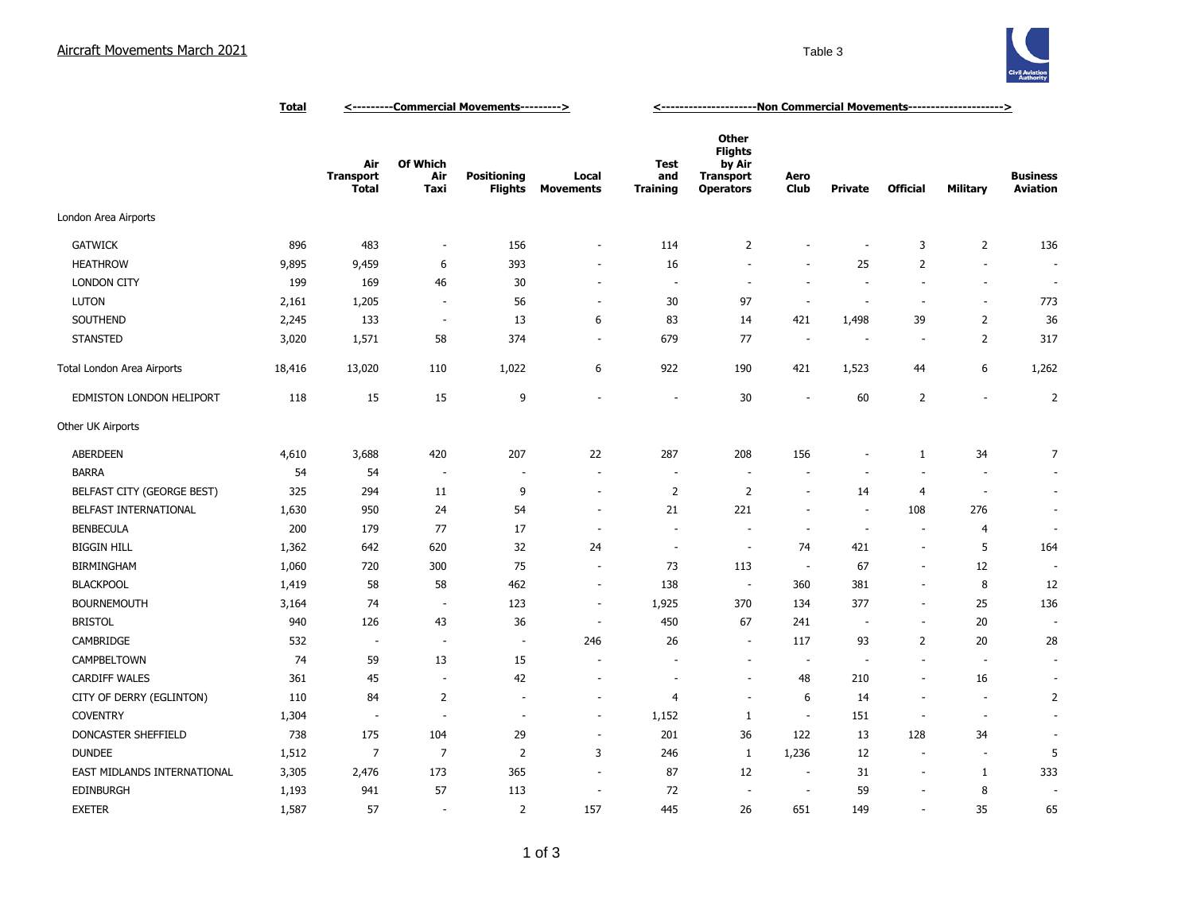## Aircraft Movements March 2021

Table 3

| | Total | <---------Commercial Movements---------> | | | | <---------------------Non Commercial Movements---------------------> | | | | | | |
|---|---|---|---|---|---|---|---|---|---|---|---|---|
| | | Air Transport Total | Of Which Air Taxi | Positioning Flights | Local Movements | Test and Training | Other Flights by Air Transport Operators | Aero Club | Private | Official | Military | Business Aviation |
| London Area Airports | | | | | | | | | | | | |
| GATWICK | 896 | 483 | - | 156 | - | 114 | 2 | - | - | 3 | 2 | 136 |
| HEATHROW | 9,895 | 9,459 | 6 | 393 | - | 16 | - | - | 25 | 2 | - | - |
| LONDON CITY | 199 | 169 | 46 | 30 | - | - | - | - | - | - | - | - |
| LUTON | 2,161 | 1,205 | - | 56 | - | 30 | 97 | - | - | - | - | 773 |
| SOUTHEND | 2,245 | 133 | - | 13 | 6 | 83 | 14 | 421 | 1,498 | 39 | 2 | 36 |
| STANSTED | 3,020 | 1,571 | 58 | 374 | - | 679 | 77 | - | - | - | 2 | 317 |
| Total London Area Airports | 18,416 | 13,020 | 110 | 1,022 | 6 | 922 | 190 | 421 | 1,523 | 44 | 6 | 1,262 |
| EDMISTON LONDON HELIPORT | 118 | 15 | 15 | 9 | - | - | 30 | - | 60 | 2 | - | 2 |
| Other UK Airports | | | | | | | | | | | | |
| ABERDEEN | 4,610 | 3,688 | 420 | 207 | 22 | 287 | 208 | 156 | - | 1 | 34 | 7 |
| BARRA | 54 | 54 | - | - | - | - | - | - | - | - | - | - |
| BELFAST CITY (GEORGE BEST) | 325 | 294 | 11 | 9 | - | 2 | 2 | - | 14 | 4 | - | - |
| BELFAST INTERNATIONAL | 1,630 | 950 | 24 | 54 | - | 21 | 221 | - | - | 108 | 276 | - |
| BENBECULA | 200 | 179 | 77 | 17 | - | - | - | - | - | - | 4 | - |
| BIGGIN HILL | 1,362 | 642 | 620 | 32 | 24 | - | - | 74 | 421 | - | 5 | 164 |
| BIRMINGHAM | 1,060 | 720 | 300 | 75 | - | 73 | 113 | - | 67 | - | 12 | - |
| BLACKPOOL | 1,419 | 58 | 58 | 462 | - | 138 | - | 360 | 381 | - | 8 | 12 |
| BOURNEMOUTH | 3,164 | 74 | - | 123 | - | 1,925 | 370 | 134 | 377 | - | 25 | 136 |
| BRISTOL | 940 | 126 | 43 | 36 | - | 450 | 67 | 241 | - | - | 20 | - |
| CAMBRIDGE | 532 | - | - | - | 246 | 26 | - | 117 | 93 | 2 | 20 | 28 |
| CAMPBELTOWN | 74 | 59 | 13 | 15 | - | - | - | - | - | - | - | - |
| CARDIFF WALES | 361 | 45 | - | 42 | - | - | - | 48 | 210 | - | 16 | - |
| CITY OF DERRY (EGLINTON) | 110 | 84 | 2 | - | - | 4 | - | 6 | 14 | - | - | 2 |
| COVENTRY | 1,304 | - | - | - | - | 1,152 | 1 | - | 151 | - | - | - |
| DONCASTER SHEFFIELD | 738 | 175 | 104 | 29 | - | 201 | 36 | 122 | 13 | 128 | 34 | - |
| DUNDEE | 1,512 | 7 | 7 | 2 | 3 | 246 | 1 | 1,236 | 12 | - | - | 5 |
| EAST MIDLANDS INTERNATIONAL | 3,305 | 2,476 | 173 | 365 | - | 87 | 12 | - | 31 | - | 1 | 333 |
| EDINBURGH | 1,193 | 941 | 57 | 113 | - | 72 | - | - | 59 | - | 8 | - |
| EXETER | 1,587 | 57 | - | 2 | 157 | 445 | 26 | 651 | 149 | - | 35 | 65 |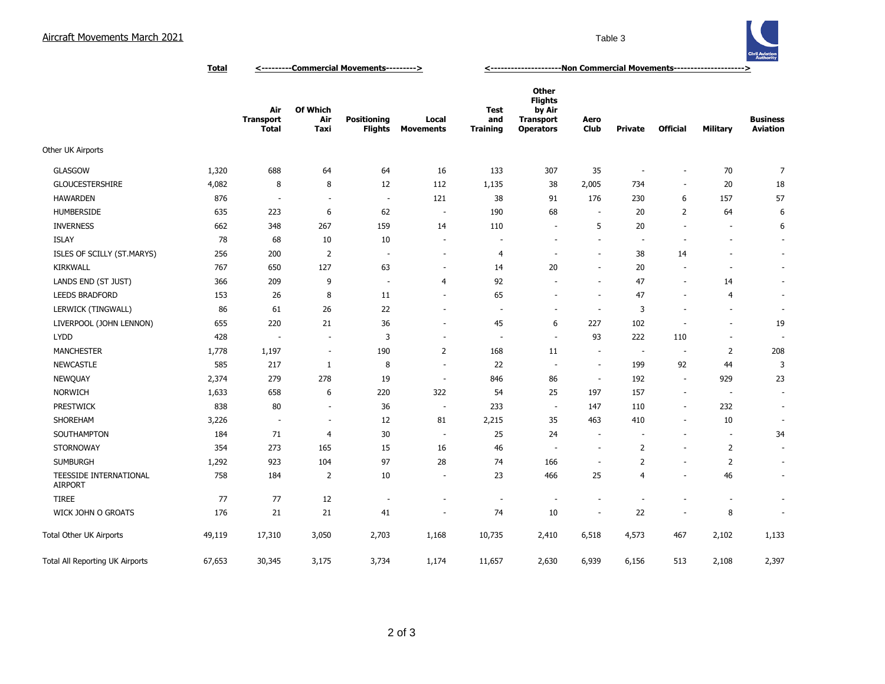## Aircraft Movements March 2021

Table 3

| | Total | Commercial Movements | | | | Non Commercial Movements | | | | | | |
|---|---|---|---|---|---|---|---|---|---|---|---|---|
| | | Air Transport Total | Of Which Air Taxi | Positioning Flights | Local Movements | Test and Training | Other Flights by Air Transport Operators | Aero Club | Private | Official | Military | Business Aviation |
| Other UK Airports | | | | | | | | | | | | |
| GLASGOW | 1,320 | 688 | 64 | 64 | 16 | 133 | 307 | 35 | - | - | 70 | 7 |
| GLOUCESTERSHIRE | 4,082 | 8 | 8 | 12 | 112 | 1,135 | 38 | 2,005 | 734 | - | 20 | 18 |
| HAWARDEN | 876 | - | - | - | 121 | 38 | 91 | 176 | 230 | 6 | 157 | 57 |
| HUMBERSIDE | 635 | 223 | 6 | 62 | - | 190 | 68 | - | 20 | 2 | 64 | 6 |
| INVERNESS | 662 | 348 | 267 | 159 | 14 | 110 | - | 5 | 20 | - | - | 6 |
| ISLAY | 78 | 68 | 10 | 10 | - | - | - | - | - | - | - | - |
| ISLES OF SCILLY (ST.MARYS) | 256 | 200 | 2 | - | - | 4 | - | - | 38 | 14 | - | - |
| KIRKWALL | 767 | 650 | 127 | 63 | - | 14 | 20 | - | 20 | - | - | - |
| LANDS END (ST JUST) | 366 | 209 | 9 | - | 4 | 92 | - | - | 47 | - | 14 | - |
| LEEDS BRADFORD | 153 | 26 | 8 | 11 | - | 65 | - | - | 47 | - | 4 | - |
| LERWICK (TINGWALL) | 86 | 61 | 26 | 22 | - | - | - | - | 3 | - | - | - |
| LIVERPOOL (JOHN LENNON) | 655 | 220 | 21 | 36 | - | 45 | 6 | 227 | 102 | - | - | 19 |
| LYDD | 428 | - | - | 3 | - | - | - | 93 | 222 | 110 | - | - |
| MANCHESTER | 1,778 | 1,197 | - | 190 | 2 | 168 | 11 | - | - | - | 2 | 208 |
| NEWCASTLE | 585 | 217 | 1 | 8 | - | 22 | - | - | 199 | 92 | 44 | 3 |
| NEWQUAY | 2,374 | 279 | 278 | 19 | - | 846 | 86 | - | 192 | - | 929 | 23 |
| NORWICH | 1,633 | 658 | 6 | 220 | 322 | 54 | 25 | 197 | 157 | - | - | - |
| PRESTWICK | 838 | 80 | - | 36 | - | 233 | - | 147 | 110 | - | 232 | - |
| SHOREHAM | 3,226 | - | - | 12 | 81 | 2,215 | 35 | 463 | 410 | - | 10 | - |
| SOUTHAMPTON | 184 | 71 | 4 | 30 | - | 25 | 24 | - | - | - | - | 34 |
| STORNOWAY | 354 | 273 | 165 | 15 | 16 | 46 | - | - | 2 | - | 2 | - |
| SUMBURGH | 1,292 | 923 | 104 | 97 | 28 | 74 | 166 | - | 2 | - | 2 | - |
| TEESSIDE INTERNATIONAL AIRPORT | 758 | 184 | 2 | 10 | - | 23 | 466 | 25 | 4 | - | 46 | - |
| TIREE | 77 | 77 | 12 | - | - | - | - | - | - | - | - | - |
| WICK JOHN O GROATS | 176 | 21 | 21 | 41 | - | 74 | 10 | - | 22 | - | 8 | - |
| Total Other UK Airports | 49,119 | 17,310 | 3,050 | 2,703 | 1,168 | 10,735 | 2,410 | 6,518 | 4,573 | 467 | 2,102 | 1,133 |
| Total All Reporting UK Airports | 67,653 | 30,345 | 3,175 | 3,734 | 1,174 | 11,657 | 2,630 | 6,939 | 6,156 | 513 | 2,108 | 2,397 |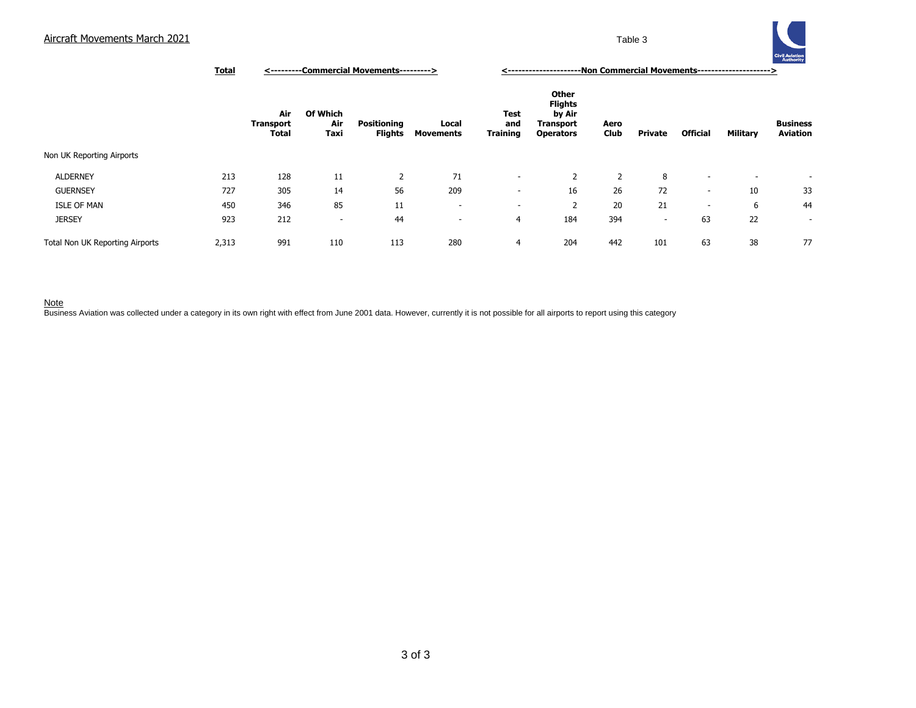## Aircraft Movements March 2021

Table 3

| | Total | <---------Commercial Movements---------> | | | | <---------------------Non Commercial Movements---------------------> | | | | | | |
|---|---|---|---|---|---|---|---|---|---|---|---|---|
| | | Air Transport Total | Of Which Air Taxi | Positioning Flights | Local Movements | Test and Training | Other Flights by Air Transport Operators | Aero Club | Private | Official | Military | Business Aviation |
| Non UK Reporting Airports | | | | | | | | | | | | |
| ALDERNEY | 213 | 128 | 11 | 2 | 71 | - | 2 | 2 | 8 | - | - | - |
| GUERNSEY | 727 | 305 | 14 | 56 | 209 | - | 16 | 26 | 72 | - | 10 | 33 |
| ISLE OF MAN | 450 | 346 | 85 | 11 | - | - | 2 | 20 | 21 | - | 6 | 44 |
| JERSEY | 923 | 212 | - | 44 | - | 4 | 184 | 394 | - | 63 | 22 | - |
| Total Non UK Reporting Airports | 2,313 | 991 | 110 | 113 | 280 | 4 | 204 | 442 | 101 | 63 | 38 | 77 |

Note

Business Aviation was collected under a category in its own right with effect from June 2001 data. However, currently it is not possible for all airports to report using this category